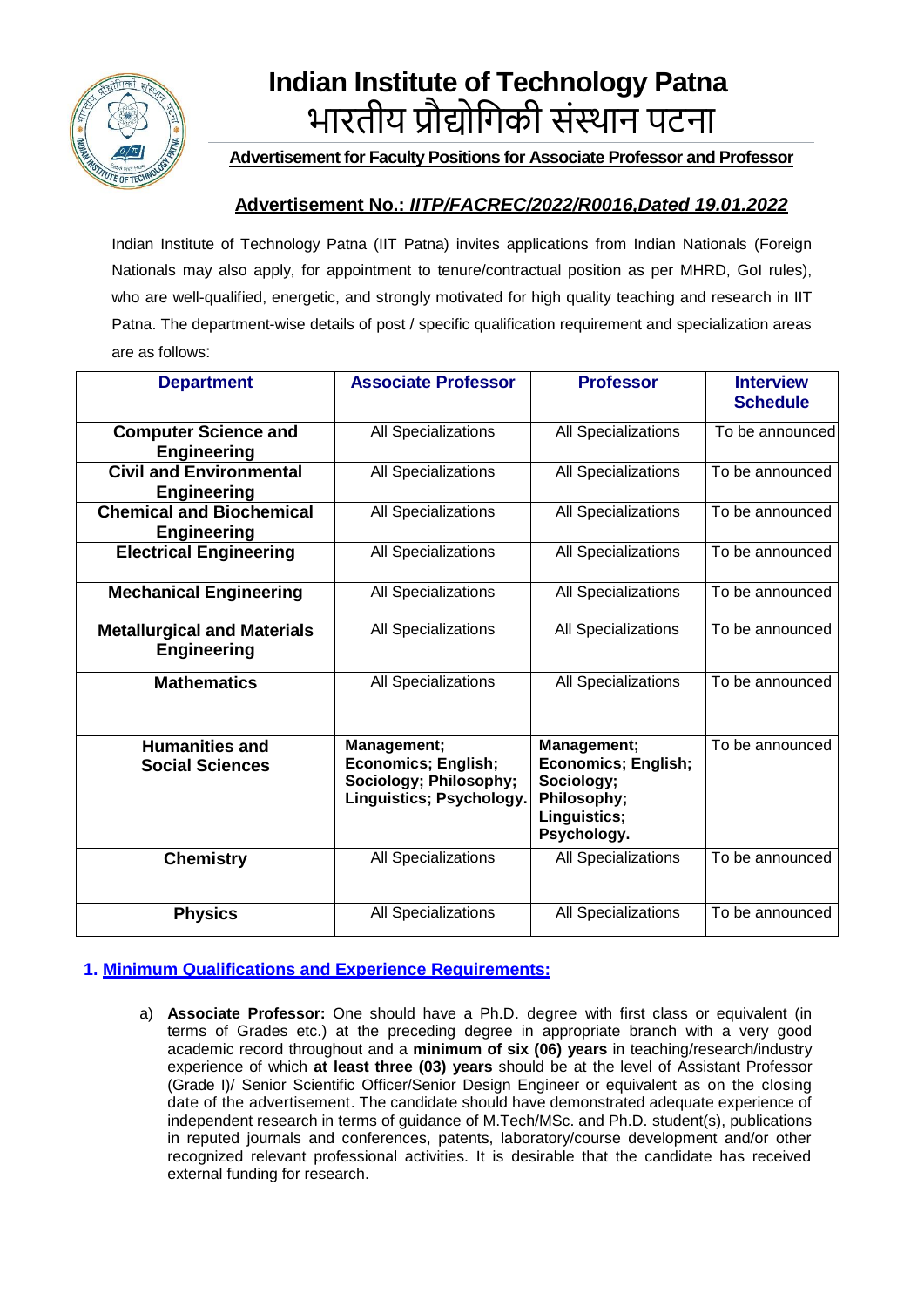# Indian Institute of Technology Patna

# भारतीय प्रौद्योगिकी संस्थान पटना

**Advertisement for Faculty Positions for Associate Professor and Professor**

## Advertisement No.: *IITP/FACREC/2022/R0016,Dated 19.01.2022*

Indian Institute of Technology Patna (IIT Patna) invites applications from Indian Nationals (Foreign Nationals may also apply, for appointment to tenure/contractual position as per MHRD, GoI rules), who are well-qualified, energetic, and strongly motivated for high quality teaching and research in IIT Patna. The department-wise details of post / specific qualification requirement and specialization areas are as follows:

| Department | Associate Professor | Professor | Interview Schedule |
|---|---|---|---|
| **Computer Science and Engineering** | All Specializations | All Specializations | To be announced |
| **Civil and Environmental Engineering** | All Specializations | All Specializations | To be announced |
| **Chemical and Biochemical Engineering** | All Specializations | All Specializations | To be announced |
| **Electrical Engineering** | All Specializations | All Specializations | To be announced |
| **Mechanical Engineering** | All Specializations | All Specializations | To be announced |
| **Metallurgical and Materials Engineering** | All Specializations | All Specializations | To be announced |
| **Mathematics** | All Specializations | All Specializations | To be announced |
| **Humanities and Social Sciences** | **Management; Economics; English; Sociology; Philosophy; Linguistics; Psychology.** | **Management; Economics; English; Sociology; Philosophy; Linguistics; Psychology.** | To be announced |
| **Chemistry** | All Specializations | All Specializations | To be announced |
| **Physics** | All Specializations | All Specializations | To be announced |

### 1. Minimum Qualifications and Experience Requirements:

a) **Associate Professor:** One should have a Ph.D. degree with first class or equivalent (in terms of Grades etc.) at the preceding degree in appropriate branch with a very good academic record throughout and a **minimum of six (06) years** in teaching/research/industry experience of which **at least three (03) years** should be at the level of Assistant Professor (Grade I)/ Senior Scientific Officer/Senior Design Engineer or equivalent as on the closing date of the advertisement. The candidate should have demonstrated adequate experience of independent research in terms of guidance of M.Tech/MSc. and Ph.D. student(s), publications in reputed journals and conferences, patents, laboratory/course development and/or other recognized relevant professional activities. It is desirable that the candidate has received external funding for research.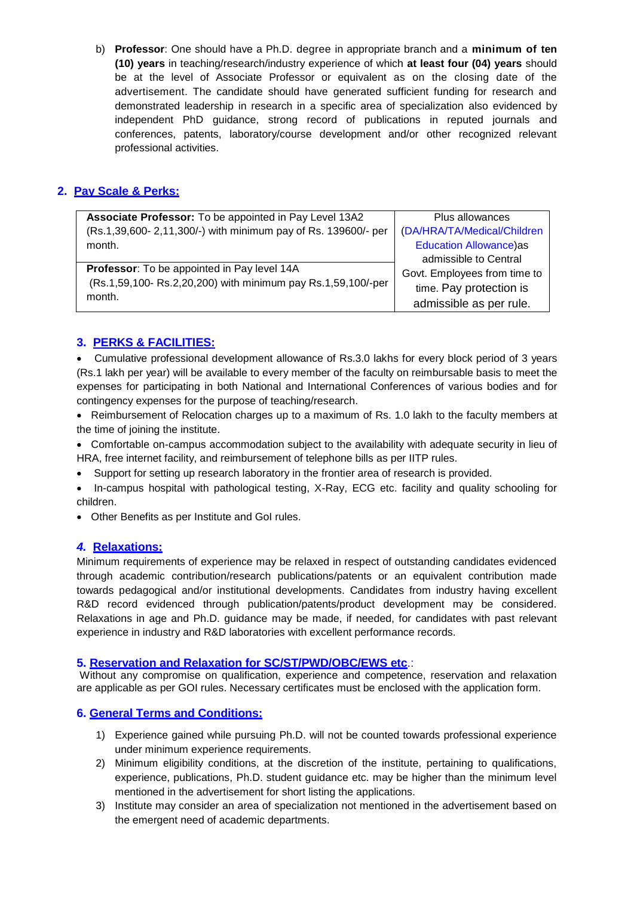b) **Professor**: One should have a Ph.D. degree in appropriate branch and a **minimum of ten (10) years** in teaching/research/industry experience of which **at least four (04) years** should be at the level of Associate Professor or equivalent as on the closing date of the advertisement. The candidate should have generated sufficient funding for research and demonstrated leadership in research in a specific area of specialization also evidenced by independent PhD guidance, strong record of publications in reputed journals and conferences, patents, laboratory/course development and/or other recognized relevant professional activities.

## 2. Pay Scale & Perks:

| | |
|---|---|
| **Associate Professor:** To be appointed in Pay Level 13A2 (Rs.1,39,600- 2,11,300/-) with minimum pay of Rs. 139600/- per month. | Plus allowances (DA/HRA/TA/Medical/Children Education Allowance)as admissible to Central Govt. Employees from time to time. Pay protection is admissible as per rule. |
| **Professor**: To be appointed in Pay level 14A (Rs.1,59,100- Rs.2,20,200) with minimum pay Rs.1,59,100/-per month. | |

## 3. PERKS & FACILITIES:

- Cumulative professional development allowance of Rs.3.0 lakhs for every block period of 3 years (Rs.1 lakh per year) will be available to every member of the faculty on reimbursable basis to meet the expenses for participating in both National and International Conferences of various bodies and for contingency expenses for the purpose of teaching/research.
- Reimbursement of Relocation charges up to a maximum of Rs. 1.0 lakh to the faculty members at the time of joining the institute.
- Comfortable on-campus accommodation subject to the availability with adequate security in lieu of HRA, free internet facility, and reimbursement of telephone bills as per IITP rules.
- Support for setting up research laboratory in the frontier area of research is provided.
- In-campus hospital with pathological testing, X-Ray, ECG etc. facility and quality schooling for children.
- Other Benefits as per Institute and GoI rules.

## *4.* Relaxations:

Minimum requirements of experience may be relaxed in respect of outstanding candidates evidenced through academic contribution/research publications/patents or an equivalent contribution made towards pedagogical and/or institutional developments. Candidates from industry having excellent R&D record evidenced through publication/patents/product development may be considered. Relaxations in age and Ph.D. guidance may be made, if needed, for candidates with past relevant experience in industry and R&D laboratories with excellent performance records.

## 5. Reservation and Relaxation for SC/ST/PWD/OBC/EWS etc.:

Without any compromise on qualification, experience and competence, reservation and relaxation are applicable as per GOI rules. Necessary certificates must be enclosed with the application form.

## 6. General Terms and Conditions:

1) Experience gained while pursuing Ph.D. will not be counted towards professional experience under minimum experience requirements.
2) Minimum eligibility conditions, at the discretion of the institute, pertaining to qualifications, experience, publications, Ph.D. student guidance etc. may be higher than the minimum level mentioned in the advertisement for short listing the applications.
3) Institute may consider an area of specialization not mentioned in the advertisement based on the emergent need of academic departments.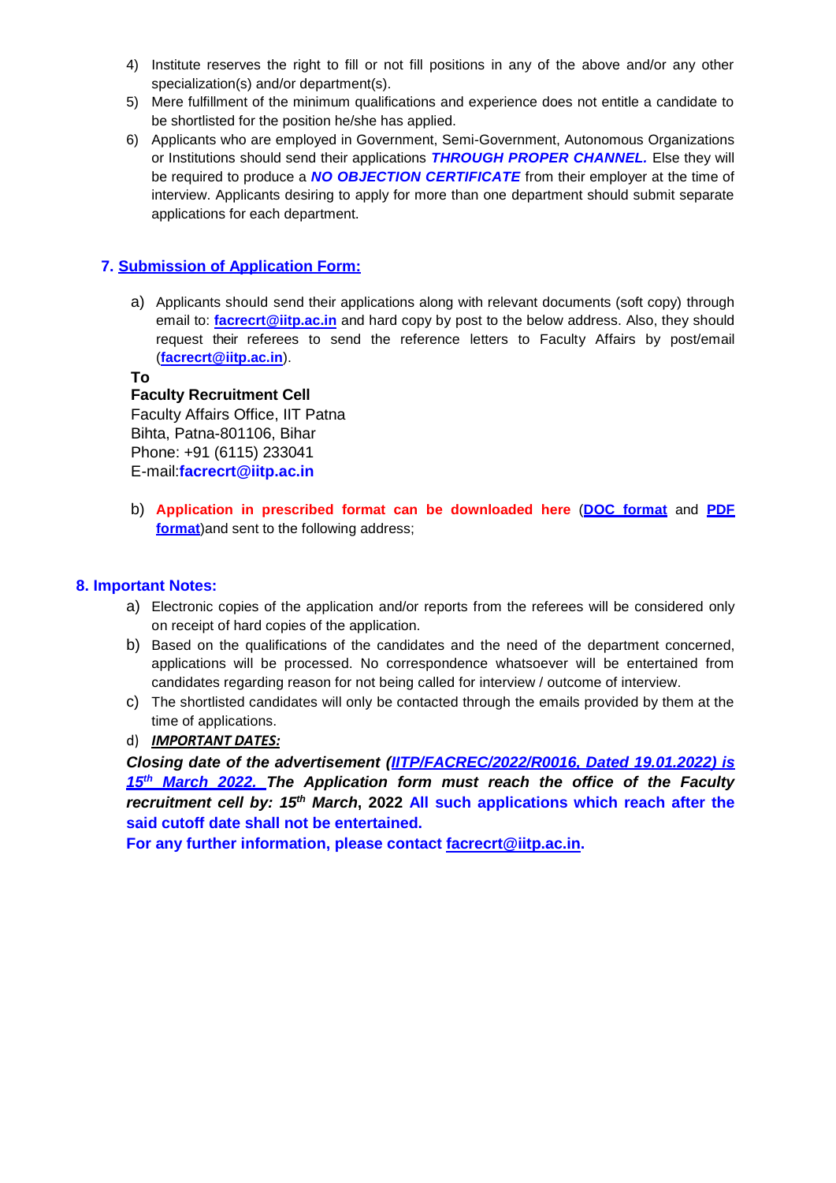4) Institute reserves the right to fill or not fill positions in any of the above and/or any other specialization(s) and/or department(s).
5) Mere fulfillment of the minimum qualifications and experience does not entitle a candidate to be shortlisted for the position he/she has applied.
6) Applicants who are employed in Government, Semi-Government, Autonomous Organizations or Institutions should send their applications ***THROUGH PROPER CHANNEL.*** Else they will be required to produce a ***NO OBJECTION CERTIFICATE*** from their employer at the time of interview. Applicants desiring to apply for more than one department should submit separate applications for each department.

## 7. Submission of Application Form:

a) Applicants should send their applications along with relevant documents (soft copy) through email to: **facrecrt@iitp.ac.in** and hard copy by post to the below address. Also, they should request their referees to send the reference letters to Faculty Affairs by post/email (**facrecrt@iitp.ac.in**).

**To**
**Faculty Recruitment Cell**
Faculty Affairs Office, IIT Patna
Bihta, Patna-801106, Bihar
Phone: +91 (6115) 233041
E-mail:**facrecrt@iitp.ac.in**

b) **Application in prescribed format can be downloaded here** (**DOC format** and **PDF format**)and sent to the following address;

## 8. Important Notes:

a) Electronic copies of the application and/or reports from the referees will be considered only on receipt of hard copies of the application.
b) Based on the qualifications of the candidates and the need of the department concerned, applications will be processed. No correspondence whatsoever will be entertained from candidates regarding reason for not being called for interview / outcome of interview.
c) The shortlisted candidates will only be contacted through the emails provided by them at the time of applications.
d) ***IMPORTANT DATES:***

***Closing date of the advertisement (IITP/FACREC/2022/R0016, Dated 19.01.2022) is 15th March 2022. The Application form must reach the office of the Faculty recruitment cell by: 15th March*, 2022** **All such applications which reach after the said cutoff date shall not be entertained.**

**For any further information, please contact facrecrt@iitp.ac.in.**